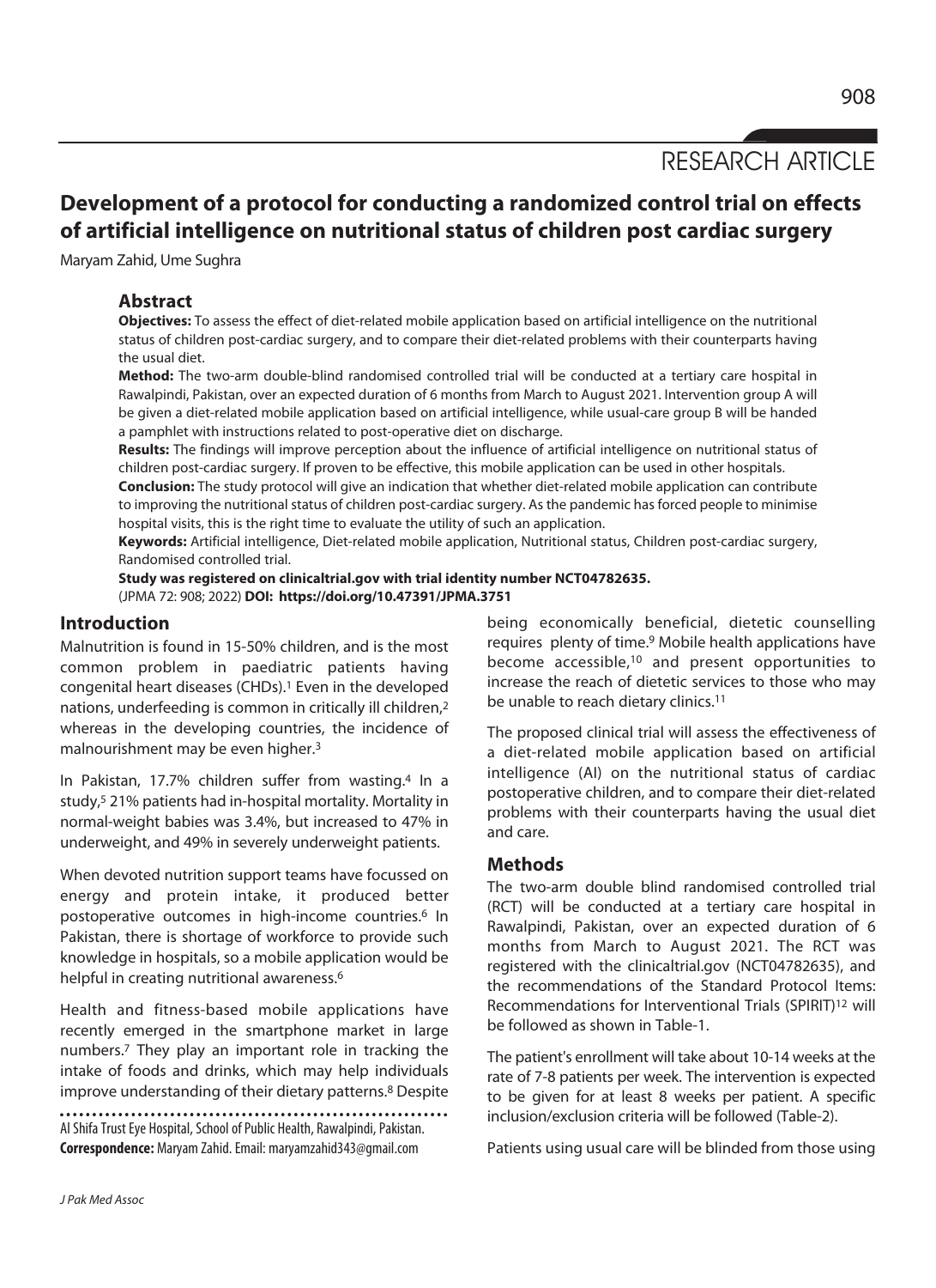RESEARCH ARTICLE

# Development of a protocol for conducting a randomized control trial on effects of artificial intelligence on nutritional status of children post cardiac surgery

Maryam Zahid, Ume Sughra

## Abstract

**Objectives:** To assess the effect of diet-related mobile application based on artificial intelligence on the nutritional status of children post-cardiac surgery, and to compare their diet-related problems with their counterparts having the usual diet.

**Method:** The two-arm double-blind randomised controlled trial will be conducted at a tertiary care hospital in Rawalpindi, Pakistan, over an expected duration of 6 months from March to August 2021. Intervention group A will be given a diet-related mobile application based on artificial intelligence, while usual-care group B will be handed a pamphlet with instructions related to post-operative diet on discharge.

**Results:** The findings will improve perception about the influence of artificial intelligence on nutritional status of children post-cardiac surgery. If proven to be effective, this mobile application can be used in other hospitals.

**Conclusion:** The study protocol will give an indication that whether diet-related mobile application can contribute to improving the nutritional status of children post-cardiac surgery. As the pandemic has forced people to minimise hospital visits, this is the right time to evaluate the utility of such an application.

**Keywords:** Artificial intelligence, Diet-related mobile application, Nutritional status, Children post-cardiac surgery, Randomised controlled trial.

**Study was registered on clinicaltrial.gov with trial identity number NCT04782635.**

(JPMA 72: 908; 2022) **DOI: https://doi.org/10.47391/JPMA.3751**

## Introduction

Malnutrition is found in 15-50% children, and is the most common problem in paediatric patients having congenital heart diseases (CHDs).[1] Even in the developed nations, underfeeding is common in critically ill children,[2] whereas in the developing countries, the incidence of malnourishment may be even higher.[3]

In Pakistan, 17.7% children suffer from wasting.[4] In a study,[5] 21% patients had in-hospital mortality. Mortality in normal-weight babies was 3.4%, but increased to 47% in underweight, and 49% in severely underweight patients.

When devoted nutrition support teams have focussed on energy and protein intake, it produced better postoperative outcomes in high-income countries.[6] In Pakistan, there is shortage of workforce to provide such knowledge in hospitals, so a mobile application would be helpful in creating nutritional awareness.[6]

Health and fitness-based mobile applications have recently emerged in the smartphone market in large numbers.[7] They play an important role in tracking the intake of foods and drinks, which may help individuals improve understanding of their dietary patterns.[8] Despite being economically beneficial, dietetic counselling requires plenty of time.[9] Mobile health applications have become accessible,[10] and present opportunities to increase the reach of dietetic services to those who may be unable to reach dietary clinics.[11]

The proposed clinical trial will assess the effectiveness of a diet-related mobile application based on artificial intelligence (AI) on the nutritional status of cardiac postoperative children, and to compare their diet-related problems with their counterparts having the usual diet and care.

## Methods

The two-arm double blind randomised controlled trial (RCT) will be conducted at a tertiary care hospital in Rawalpindi, Pakistan, over an expected duration of 6 months from March to August 2021. The RCT was registered with the clinicaltrial.gov (NCT04782635), and the recommendations of the Standard Protocol Items: Recommendations for Interventional Trials (SPIRIT)[12] will be followed as shown in Table-1.

The patient's enrollment will take about 10-14 weeks at the rate of 7-8 patients per week. The intervention is expected to be given for at least 8 weeks per patient. A specific inclusion/exclusion criteria will be followed (Table-2).

Patients using usual care will be blinded from those using

Al Shifa Trust Eye Hospital, School of Public Health, Rawalpindi, Pakistan.
**Correspondence:** Maryam Zahid. Email: maryamzahid343@gmail.com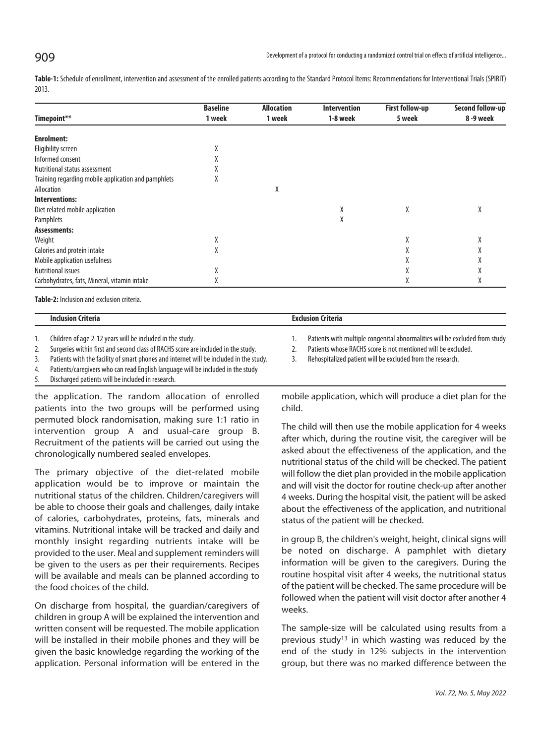**Table-1:** Schedule of enrollment, intervention and assessment of the enrolled patients according to the Standard Protocol Items: Recommendations for Interventional Trials (SPIRIT) 2013.

| Timepoint** | Baseline 1 week | Allocation 1 week | Intervention 1-8 week | First follow-up 5 week | Second follow-up 8 -9 week |
|---|---|---|---|---|---|
| **Enrolment:** | | | | | |
| Eligibility screen | X | | | | |
| Informed consent | X | | | | |
| Nutritional status assessment | X | | | | |
| Training regarding mobile application and pamphlets | X | | | | |
| Allocation | | X | | | |
| **Interventions:** | | | | | |
| Diet related mobile application | | | X | X | X |
| Pamphlets | | | X | | |
| **Assessments:** | | | | | |
| Weight | X | | | X | X |
| Calories and protein intake | X | | | X | X |
| Mobile application usefulness | | | | X | X |
| Nutritional issues | X | | | X | X |
| Carbohydrates, fats, Mineral, vitamin intake | X | | | X | X |

**Table-2:** Inclusion and exclusion criteria.

| Inclusion Criteria | Exclusion Criteria |
|---|---|
| 1. Children of age 2-12 years will be included in the study. | 1. Patients with multiple congenital abnormalities will be excluded from study |
| 2. Surgeries within first and second class of RACHS score are included in the study. | 2. Patients whose RACHS score is not mentioned will be excluded. |
| 3. Patients with the facility of smart phones and internet will be included in the study. | 3. Rehospitalized patient will be excluded from the research. |
| 4. Patients/caregivers who can read English language will be included in the study | |
| 5. Discharged patients will be included in research. | |

the application. The random allocation of enrolled patients into the two groups will be performed using permuted block randomisation, making sure 1:1 ratio in intervention group A and usual-care group B. Recruitment of the patients will be carried out using the chronologically numbered sealed envelopes.

The primary objective of the diet-related mobile application would be to improve or maintain the nutritional status of the children. Children/caregivers will be able to choose their goals and challenges, daily intake of calories, carbohydrates, proteins, fats, minerals and vitamins. Nutritional intake will be tracked and daily and monthly insight regarding nutrients intake will be provided to the user. Meal and supplement reminders will be given to the users as per their requirements. Recipes will be available and meals can be planned according to the food choices of the child.

On discharge from hospital, the guardian/caregivers of children in group A will be explained the intervention and written consent will be requested. The mobile application will be installed in their mobile phones and they will be given the basic knowledge regarding the working of the application. Personal information will be entered in the mobile application, which will produce a diet plan for the child.

The child will then use the mobile application for 4 weeks after which, during the routine visit, the caregiver will be asked about the effectiveness of the application, and the nutritional status of the child will be checked. The patient will follow the diet plan provided in the mobile application and will visit the doctor for routine check-up after another 4 weeks. During the hospital visit, the patient will be asked about the effectiveness of the application, and nutritional status of the patient will be checked.

in group B, the children's weight, height, clinical signs will be noted on discharge. A pamphlet with dietary information will be given to the caregivers. During the routine hospital visit after 4 weeks, the nutritional status of the patient will be checked. The same procedure will be followed when the patient will visit doctor after another 4 weeks.

The sample-size will be calculated using results from a previous study[13] in which wasting was reduced by the end of the study in 12% subjects in the intervention group, but there was no marked difference between the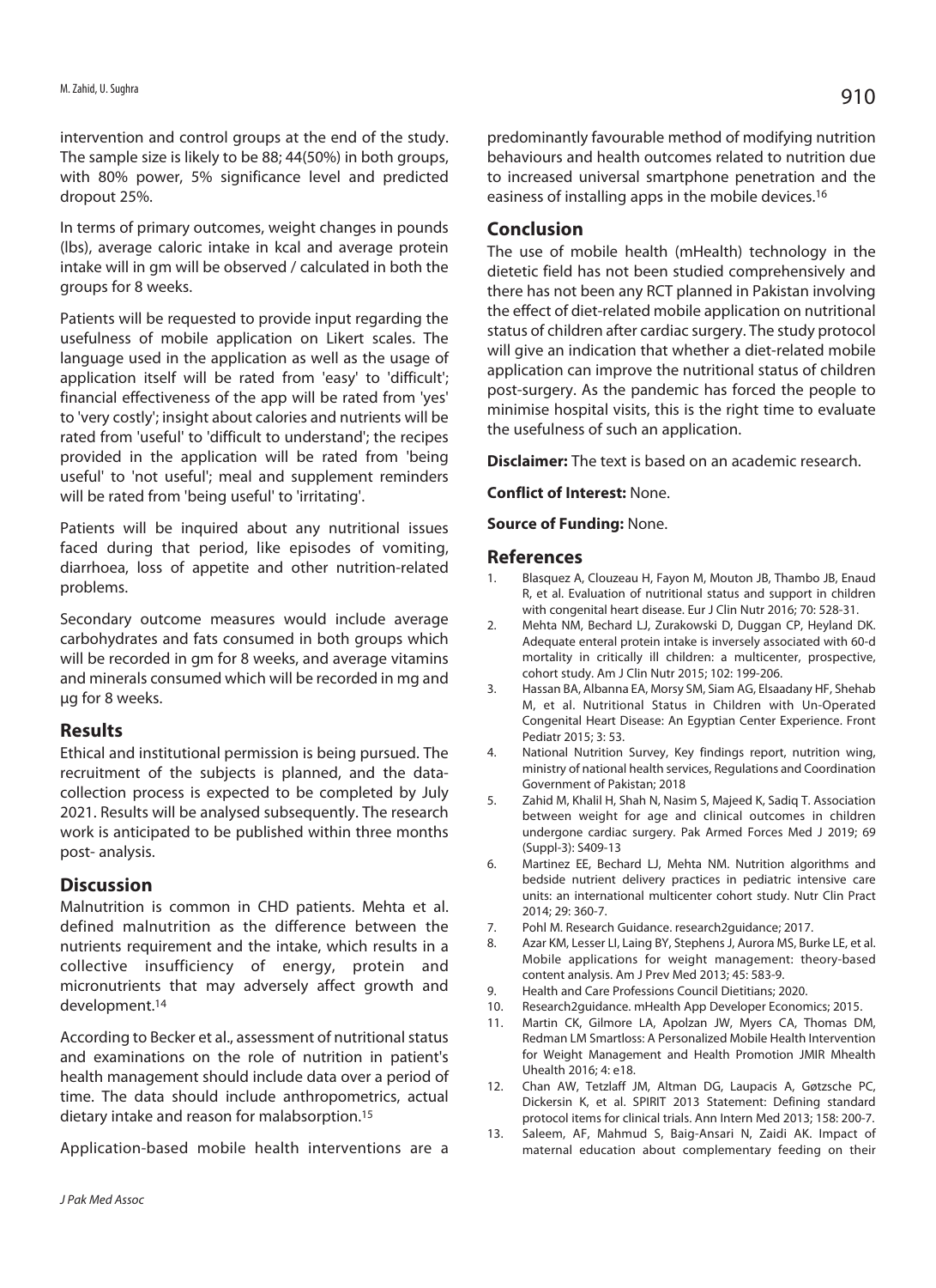intervention and control groups at the end of the study. The sample size is likely to be 88; 44(50%) in both groups, with 80% power, 5% significance level and predicted dropout 25%.

In terms of primary outcomes, weight changes in pounds (lbs), average caloric intake in kcal and average protein intake will in gm will be observed / calculated in both the groups for 8 weeks.

Patients will be requested to provide input regarding the usefulness of mobile application on Likert scales. The language used in the application as well as the usage of application itself will be rated from 'easy' to 'difficult'; financial effectiveness of the app will be rated from 'yes' to 'very costly'; insight about calories and nutrients will be rated from 'useful' to 'difficult to understand'; the recipes provided in the application will be rated from 'being useful' to 'not useful'; meal and supplement reminders will be rated from 'being useful' to 'irritating'.

Patients will be inquired about any nutritional issues faced during that period, like episodes of vomiting, diarrhoea, loss of appetite and other nutrition-related problems.

Secondary outcome measures would include average carbohydrates and fats consumed in both groups which will be recorded in gm for 8 weeks, and average vitamins and minerals consumed which will be recorded in mg and µg for 8 weeks.

## Results

Ethical and institutional permission is being pursued. The recruitment of the subjects is planned, and the data-collection process is expected to be completed by July 2021. Results will be analysed subsequently. The research work is anticipated to be published within three months post- analysis.

## Discussion

Malnutrition is common in CHD patients. Mehta et al. defined malnutrition as the difference between the nutrients requirement and the intake, which results in a collective insufficiency of energy, protein and micronutrients that may adversely affect growth and development.[14]

According to Becker et al., assessment of nutritional status and examinations on the role of nutrition in patient's health management should include data over a period of time. The data should include anthropometrics, actual dietary intake and reason for malabsorption.[15]

Application-based mobile health interventions are a predominantly favourable method of modifying nutrition behaviours and health outcomes related to nutrition due to increased universal smartphone penetration and the easiness of installing apps in the mobile devices.[16]

## Conclusion

The use of mobile health (mHealth) technology in the dietetic field has not been studied comprehensively and there has not been any RCT planned in Pakistan involving the effect of diet-related mobile application on nutritional status of children after cardiac surgery. The study protocol will give an indication that whether a diet-related mobile application can improve the nutritional status of children post-surgery. As the pandemic has forced the people to minimise hospital visits, this is the right time to evaluate the usefulness of such an application.

**Disclaimer:** The text is based on an academic research.

**Conflict of Interest:** None.

**Source of Funding:** None.

## References

1. Blasquez A, Clouzeau H, Fayon M, Mouton JB, Thambo JB, Enaud R, et al. Evaluation of nutritional status and support in children with congenital heart disease. Eur J Clin Nutr 2016; 70: 528-31.
2. Mehta NM, Bechard LJ, Zurakowski D, Duggan CP, Heyland DK. Adequate enteral protein intake is inversely associated with 60-d mortality in critically ill children: a multicenter, prospective, cohort study. Am J Clin Nutr 2015; 102: 199-206.
3. Hassan BA, Albanna EA, Morsy SM, Siam AG, Elsaadany HF, Shehab M, et al. Nutritional Status in Children with Un-Operated Congenital Heart Disease: An Egyptian Center Experience. Front Pediatr 2015; 3: 53.
4. National Nutrition Survey, Key findings report, nutrition wing, ministry of national health services, Regulations and Coordination Government of Pakistan; 2018
5. Zahid M, Khalil H, Shah N, Nasim S, Majeed K, Sadiq T. Association between weight for age and clinical outcomes in children undergone cardiac surgery. Pak Armed Forces Med J 2019; 69 (Suppl-3): S409-13
6. Martinez EE, Bechard LJ, Mehta NM. Nutrition algorithms and bedside nutrient delivery practices in pediatric intensive care units: an international multicenter cohort study. Nutr Clin Pract 2014; 29: 360-7.
7. Pohl M. Research Guidance. research2guidance; 2017.
8. Azar KM, Lesser LI, Laing BY, Stephens J, Aurora MS, Burke LE, et al. Mobile applications for weight management: theory-based content analysis. Am J Prev Med 2013; 45: 583-9.
9. Health and Care Professions Council Dietitians; 2020.
10. Research2guidance. mHealth App Developer Economics; 2015.
11. Martin CK, Gilmore LA, Apolzan JW, Myers CA, Thomas DM, Redman LM Smartloss: A Personalized Mobile Health Intervention for Weight Management and Health Promotion JMIR Mhealth Uhealth 2016; 4: e18.
12. Chan AW, Tetzlaff JM, Altman DG, Laupacis A, Gøtzsche PC, Dickersin K, et al. SPIRIT 2013 Statement: Defining standard protocol items for clinical trials. Ann Intern Med 2013; 158: 200-7.
13. Saleem, AF, Mahmud S, Baig-Ansari N, Zaidi AK. Impact of maternal education about complementary feeding on their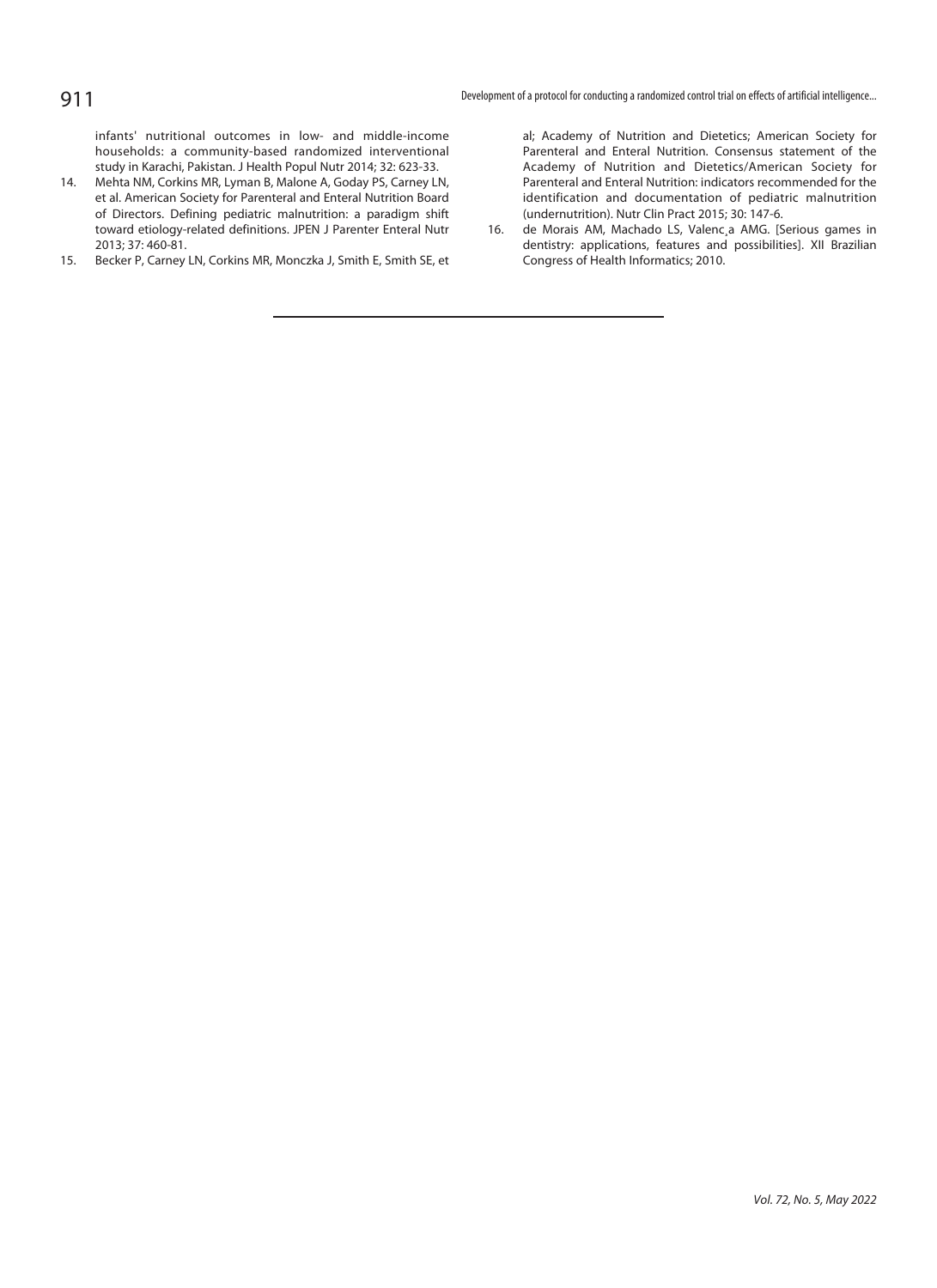infants' nutritional outcomes in low- and middle-income households: a community-based randomized interventional study in Karachi, Pakistan. J Health Popul Nutr 2014; 32: 623-33.

14. Mehta NM, Corkins MR, Lyman B, Malone A, Goday PS, Carney LN, et al. American Society for Parenteral and Enteral Nutrition Board of Directors. Defining pediatric malnutrition: a paradigm shift toward etiology-related definitions. JPEN J Parenter Enteral Nutr 2013; 37: 460-81.
15. Becker P, Carney LN, Corkins MR, Monczka J, Smith E, Smith SE, et al; Academy of Nutrition and Dietetics; American Society for Parenteral and Enteral Nutrition. Consensus statement of the Academy of Nutrition and Dietetics/American Society for Parenteral and Enteral Nutrition: indicators recommended for the identification and documentation of pediatric malnutrition (undernutrition). Nutr Clin Pract 2015; 30: 147-6.
16. de Morais AM, Machado LS, Valenc¸a AMG. [Serious games in dentistry: applications, features and possibilities]. XII Brazilian Congress of Health Informatics; 2010.